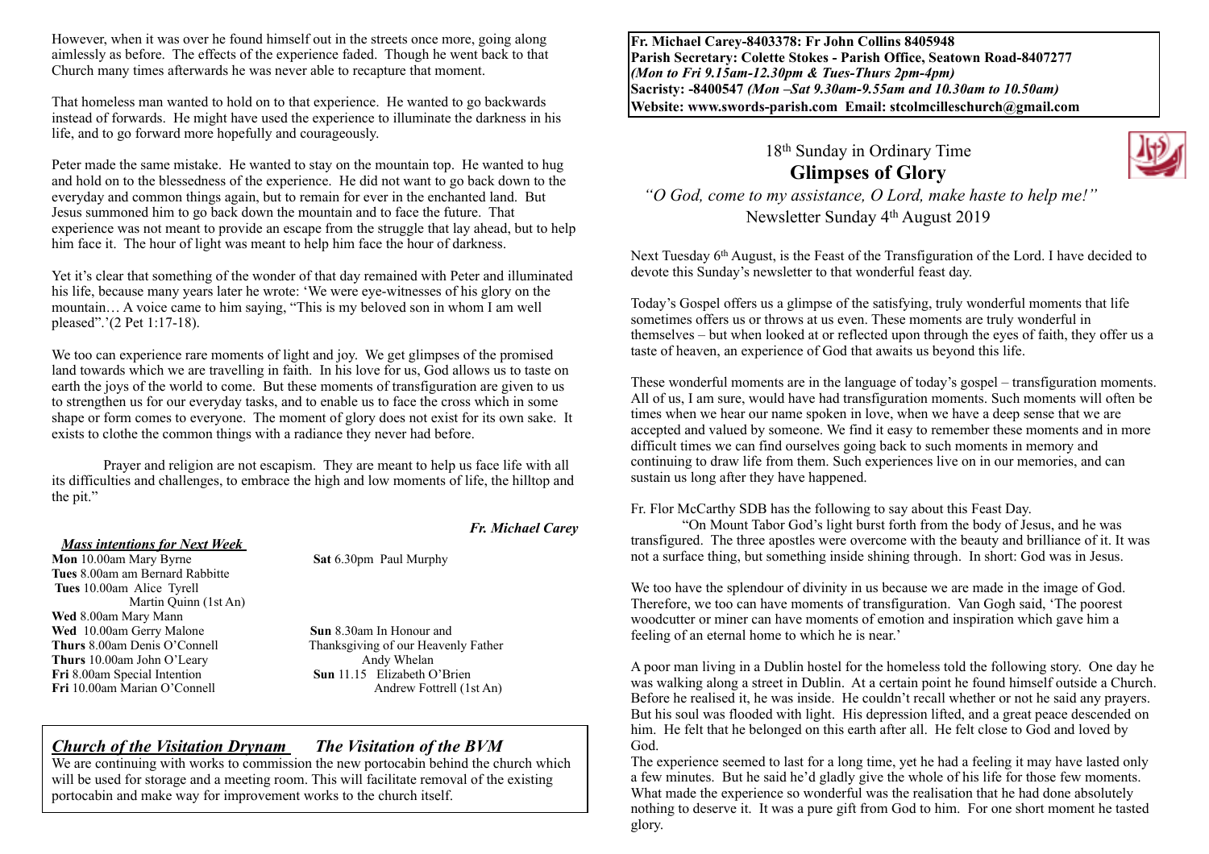However, when it was over he found himself out in the streets once more, going along aimlessly as before. The effects of the experience faded. Though he went back to that Church many times afterwards he was never able to recapture that moment.

That homeless man wanted to hold on to that experience. He wanted to go backwards instead of forwards. He might have used the experience to illuminate the darkness in his life, and to go forward more hopefully and courageously.

Peter made the same mistake. He wanted to stay on the mountain top. He wanted to hug and hold on to the blessedness of the experience. He did not want to go back down to the everyday and common things again, but to remain for ever in the enchanted land. But Jesus summoned him to go back down the mountain and to face the future. That experience was not meant to provide an escape from the struggle that lay ahead, but to help him face it. The hour of light was meant to help him face the hour of darkness.

Yet it's clear that something of the wonder of that day remained with Peter and illuminated his life, because many years later he wrote: 'We were eye-witnesses of his glory on the mountain… A voice came to him saying, "This is my beloved son in whom I am well pleased".'(2 Pet 1:17-18).

We too can experience rare moments of light and joy. We get glimpses of the promised land towards which we are travelling in faith. In his love for us, God allows us to taste on earth the joys of the world to come. But these moments of transfiguration are given to us to strengthen us for our everyday tasks, and to enable us to face the cross which in some shape or form comes to everyone. The moment of glory does not exist for its own sake. It exists to clothe the common things with a radiance they never had before.

Prayer and religion are not escapism. They are meant to help us face life with all its difficulties and challenges, to embrace the high and low moments of life, the hilltop and the pit."

***Fr. Michael Carey***

***Mass intentions for Next Week***

**Mon** 10.00am Mary Byrne
**Tues** 8.00am am Bernard Rabbitte
**Tues** 10.00am Alice Tyrell
Martin Quinn (1st An)
**Wed** 8.00am Mary Mann
**Wed** 10.00am Gerry Malone
**Thurs** 8.00am Denis O'Connell
**Thurs** 10.00am John O'Leary
**Fri** 8.00am Special Intention
**Fri** 10.00am Marian O'Connell
**Sat** 6.30pm Paul Murphy
**Sun** 8.30am In Honour and Thanksgiving of our Heavenly Father
Andy Whelan
**Sun** 11.15 Elizabeth O'Brien
Andrew Fottrell (1st An)

## *Church of the Visitation Drynam* — *The Visitation of the BVM*

We are continuing with works to commission the new portocabin behind the church which will be used for storage and a meeting room. This will facilitate removal of the existing portocabin and make way for improvement works to the church itself.

**Fr. Michael Carey-8403378: Fr John Collins 8405948**
**Parish Secretary: Colette Stokes - Parish Office, Seatown Road-8407277**
***(Mon to Fri 9.15am-12.30pm & Tues-Thurs 2pm-4pm)***
**Sacristy: -8400547** ***(Mon –Sat 9.30am-9.55am and 10.30am to 10.50am)***
**Website: www.swords-parish.com Email: stcolmcilleschurch@gmail.com**

18th Sunday in Ordinary Time

# Glimpses of Glory

*"O God, come to my assistance, O Lord, make haste to help me!"*

Newsletter Sunday 4th August 2019

Next Tuesday 6th August, is the Feast of the Transfiguration of the Lord. I have decided to devote this Sunday's newsletter to that wonderful feast day.

Today's Gospel offers us a glimpse of the satisfying, truly wonderful moments that life sometimes offers us or throws at us even. These moments are truly wonderful in themselves – but when looked at or reflected upon through the eyes of faith, they offer us a taste of heaven, an experience of God that awaits us beyond this life.

These wonderful moments are in the language of today's gospel – transfiguration moments. All of us, I am sure, would have had transfiguration moments. Such moments will often be times when we hear our name spoken in love, when we have a deep sense that we are accepted and valued by someone. We find it easy to remember these moments and in more difficult times we can find ourselves going back to such moments in memory and continuing to draw life from them. Such experiences live on in our memories, and can sustain us long after they have happened.

Fr. Flor McCarthy SDB has the following to say about this Feast Day.

"On Mount Tabor God's light burst forth from the body of Jesus, and he was transfigured. The three apostles were overcome with the beauty and brilliance of it. It was not a surface thing, but something inside shining through. In short: God was in Jesus.

We too have the splendour of divinity in us because we are made in the image of God. Therefore, we too can have moments of transfiguration. Van Gogh said, 'The poorest woodcutter or miner can have moments of emotion and inspiration which gave him a feeling of an eternal home to which he is near.'

A poor man living in a Dublin hostel for the homeless told the following story. One day he was walking along a street in Dublin. At a certain point he found himself outside a Church. Before he realised it, he was inside. He couldn't recall whether or not he said any prayers. But his soul was flooded with light. His depression lifted, and a great peace descended on him. He felt that he belonged on this earth after all. He felt close to God and loved by God.

The experience seemed to last for a long time, yet he had a feeling it may have lasted only a few minutes. But he said he'd gladly give the whole of his life for those few moments. What made the experience so wonderful was the realisation that he had done absolutely nothing to deserve it. It was a pure gift from God to him. For one short moment he tasted glory.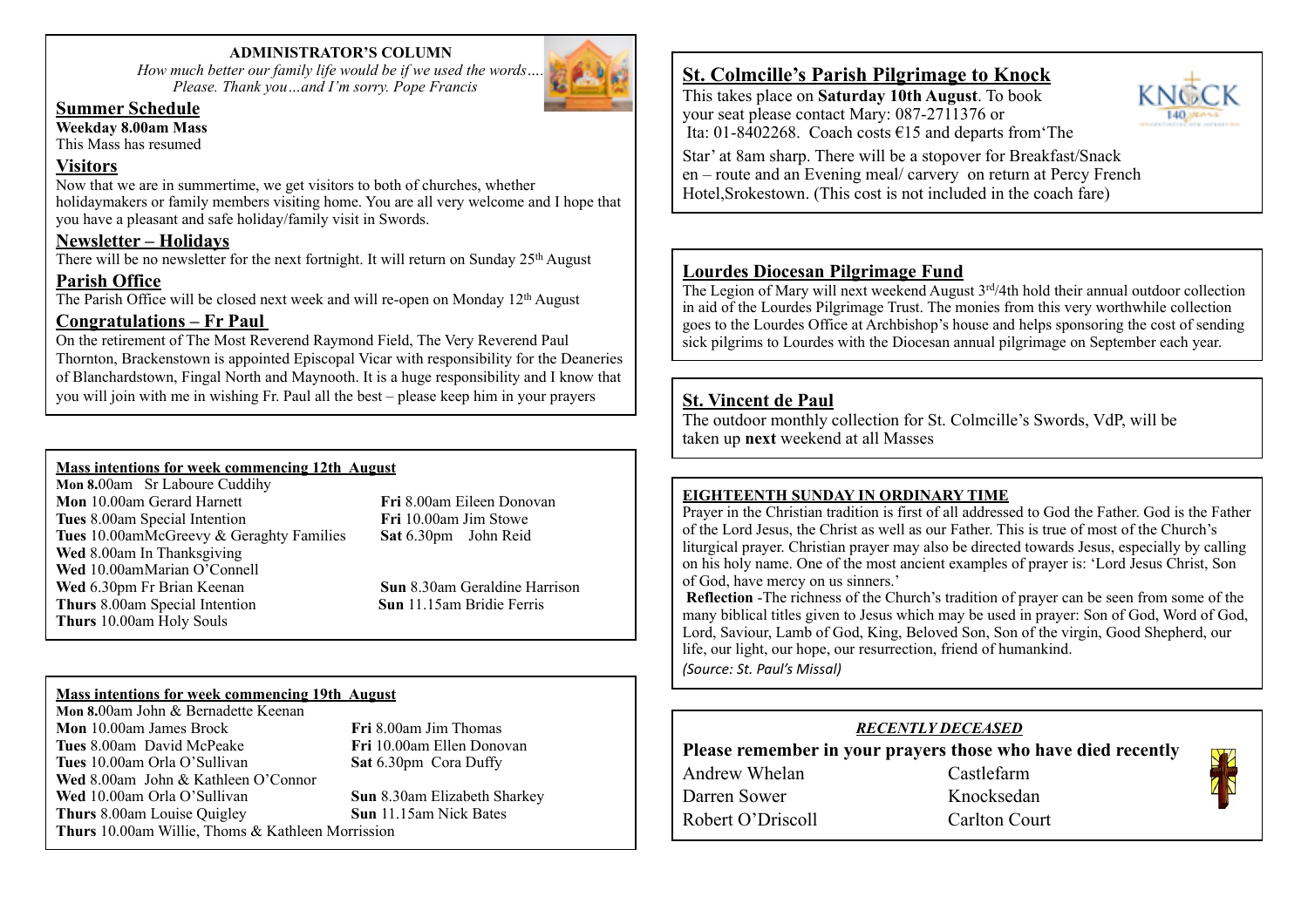**ADMINISTRATOR'S COLUMN**

*How much better our family life would be if we used the words…. Please. Thank you…and I'm sorry. Pope Francis*

## Summer Schedule

**Weekday 8.00am Mass**

This Mass has resumed

## Visitors

Now that we are in summertime, we get visitors to both of churches, whether holidaymakers or family members visiting home. You are all very welcome and I hope that you have a pleasant and safe holiday/family visit in Swords.

## Newsletter – Holidays

There will be no newsletter for the next fortnight. It will return on Sunday 25th August

## Parish Office

The Parish Office will be closed next week and will re-open on Monday 12th August

## Congratulations – Fr Paul

On the retirement of The Most Reverend Raymond Field, The Very Reverend Paul Thornton, Brackenstown is appointed Episcopal Vicar with responsibility for the Deaneries of Blanchardstown, Fingal North and Maynooth. It is a huge responsibility and I know that you will join with me in wishing Fr. Paul all the best – please keep him in your prayers

**Mass intentions for week commencing 12th August**

**Mon 8.**00am Sr Laboure Cuddihy
**Mon** 10.00am Gerard Harnett
**Tues** 8.00am Special Intention
**Tues** 10.00amMcGreevy & Geraghty Families
**Wed** 8.00am In Thanksgiving
**Wed** 10.00amMarian O'Connell
**Wed** 6.30pm Fr Brian Keenan
**Thurs** 8.00am Special Intention
**Thurs** 10.00am Holy Souls
**Fri** 8.00am Eileen Donovan
**Fri** 10.00am Jim Stowe
**Sat** 6.30pm John Reid
**Sun** 8.30am Geraldine Harrison
**Sun** 11.15am Bridie Ferris

**Mass intentions for week commencing 19th August**

**Mon 8.**00am John & Bernadette Keenan
**Mon** 10.00am James Brock
**Tues** 8.00am David McPeake
**Tues** 10.00am Orla O'Sullivan
**Wed** 8.00am John & Kathleen O'Connor
**Wed** 10.00am Orla O'Sullivan
**Thurs** 8.00am Louise Quigley
**Thurs** 10.00am Willie, Thoms & Kathleen Morrission
**Fri** 8.00am Jim Thomas
**Fri** 10.00am Ellen Donovan
**Sat** 6.30pm Cora Duffy
**Sun** 8.30am Elizabeth Sharkey
**Sun** 11.15am Nick Bates

## St. Colmcille's Parish Pilgrimage to Knock

This takes place on **Saturday 10th August**. To book your seat please contact Mary: 087-2711376 or Ita: 01-8402268. Coach costs €15 and departs from'The Star' at 8am sharp. There will be a stopover for Breakfast/Snack en – route and an Evening meal/ carvery on return at Percy French Hotel,Srokestown. (This cost is not included in the coach fare)

## Lourdes Diocesan Pilgrimage Fund

The Legion of Mary will next weekend August 3rd/4th hold their annual outdoor collection in aid of the Lourdes Pilgrimage Trust. The monies from this very worthwhile collection goes to the Lourdes Office at Archbishop's house and helps sponsoring the cost of sending sick pilgrims to Lourdes with the Diocesan annual pilgrimage on September each year.

## St. Vincent de Paul

The outdoor monthly collection for St. Colmcille's Swords, VdP, will be taken up **next** weekend at all Masses

**EIGHTEENTH SUNDAY IN ORDINARY TIME**

Prayer in the Christian tradition is first of all addressed to God the Father. God is the Father of the Lord Jesus, the Christ as well as our Father. This is true of most of the Church's liturgical prayer. Christian prayer may also be directed towards Jesus, especially by calling on his holy name. One of the most ancient examples of prayer is: 'Lord Jesus Christ, Son of God, have mercy on us sinners.'

**Reflection** -The richness of the Church's tradition of prayer can be seen from some of the many biblical titles given to Jesus which may be used in prayer: Son of God, Word of God, Lord, Saviour, Lamb of God, King, Beloved Son, Son of the virgin, Good Shepherd, our life, our light, our hope, our resurrection, friend of humankind.

*(Source: St. Paul's Missal)*

***RECENTLY DECEASED***

**Please remember in your prayers those who have died recently**

| | |
|---|---|
| Andrew Whelan | Castlefarm |
| Darren Sower | Knocksedan |
| Robert O'Driscoll | Carlton Court |